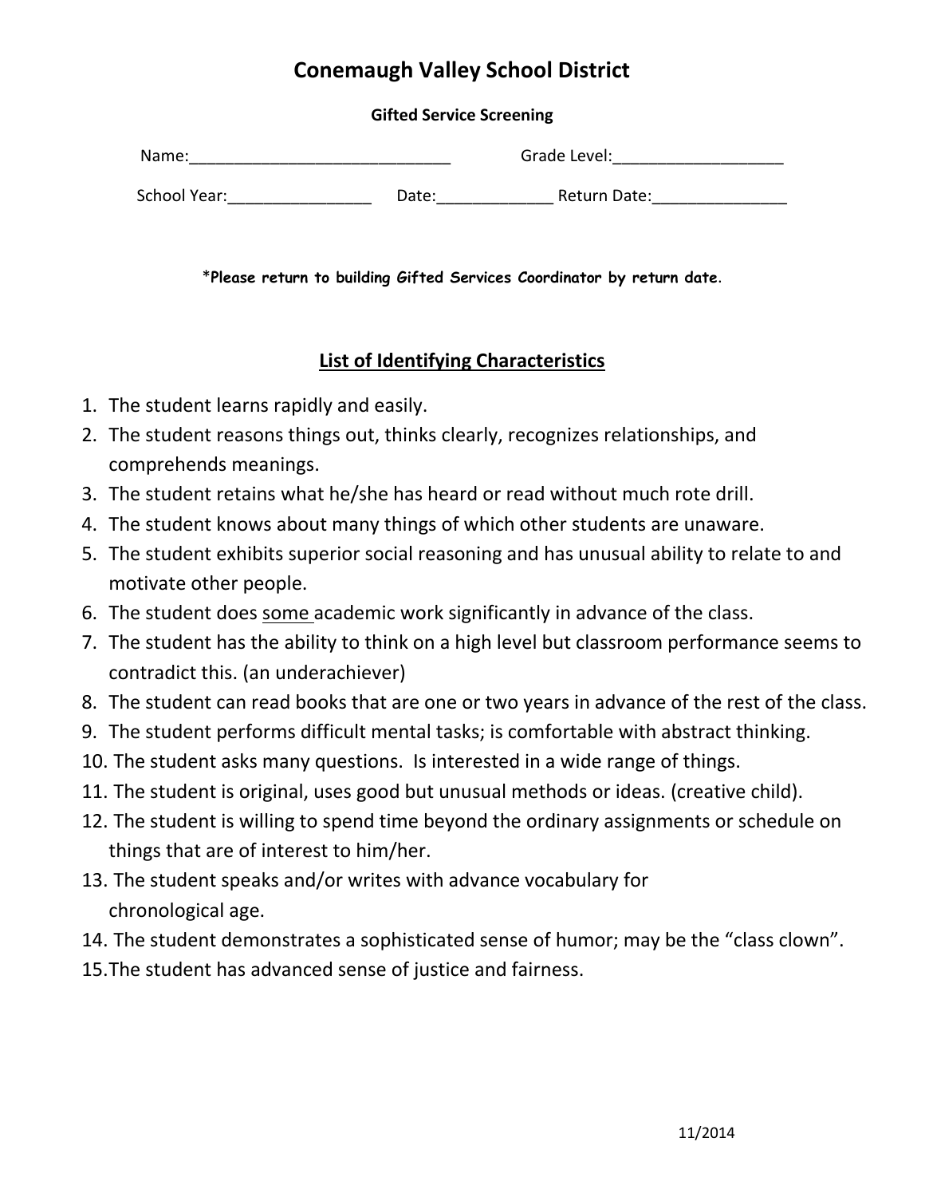# Conemaugh Valley School District

**Gifted Service Screening**

Name:_____________________________ Grade Level:___________________

School Year:________________ Date:_____________ Return Date:_______________

*Please return to building Gifted Services Coordinator by return date.

## List of Identifying Characteristics

1. The student learns rapidly and easily.
2. The student reasons things out, thinks clearly, recognizes relationships, and comprehends meanings.
3. The student retains what he/she has heard or read without much rote drill.
4. The student knows about many things of which other students are unaware.
5. The student exhibits superior social reasoning and has unusual ability to relate to and motivate other people.
6. The student does <u>some</u> academic work significantly in advance of the class.
7. The student has the ability to think on a high level but classroom performance seems to contradict this. (an underachiever)
8. The student can read books that are one or two years in advance of the rest of the class.
9. The student performs difficult mental tasks; is comfortable with abstract thinking.
10. The student asks many questions. Is interested in a wide range of things.
11. The student is original, uses good but unusual methods or ideas. (creative child).
12. The student is willing to spend time beyond the ordinary assignments or schedule on things that are of interest to him/her.
13. The student speaks and/or writes with advance vocabulary for chronological age.
14. The student demonstrates a sophisticated sense of humor; may be the "class clown".
15. The student has advanced sense of justice and fairness.

11/2014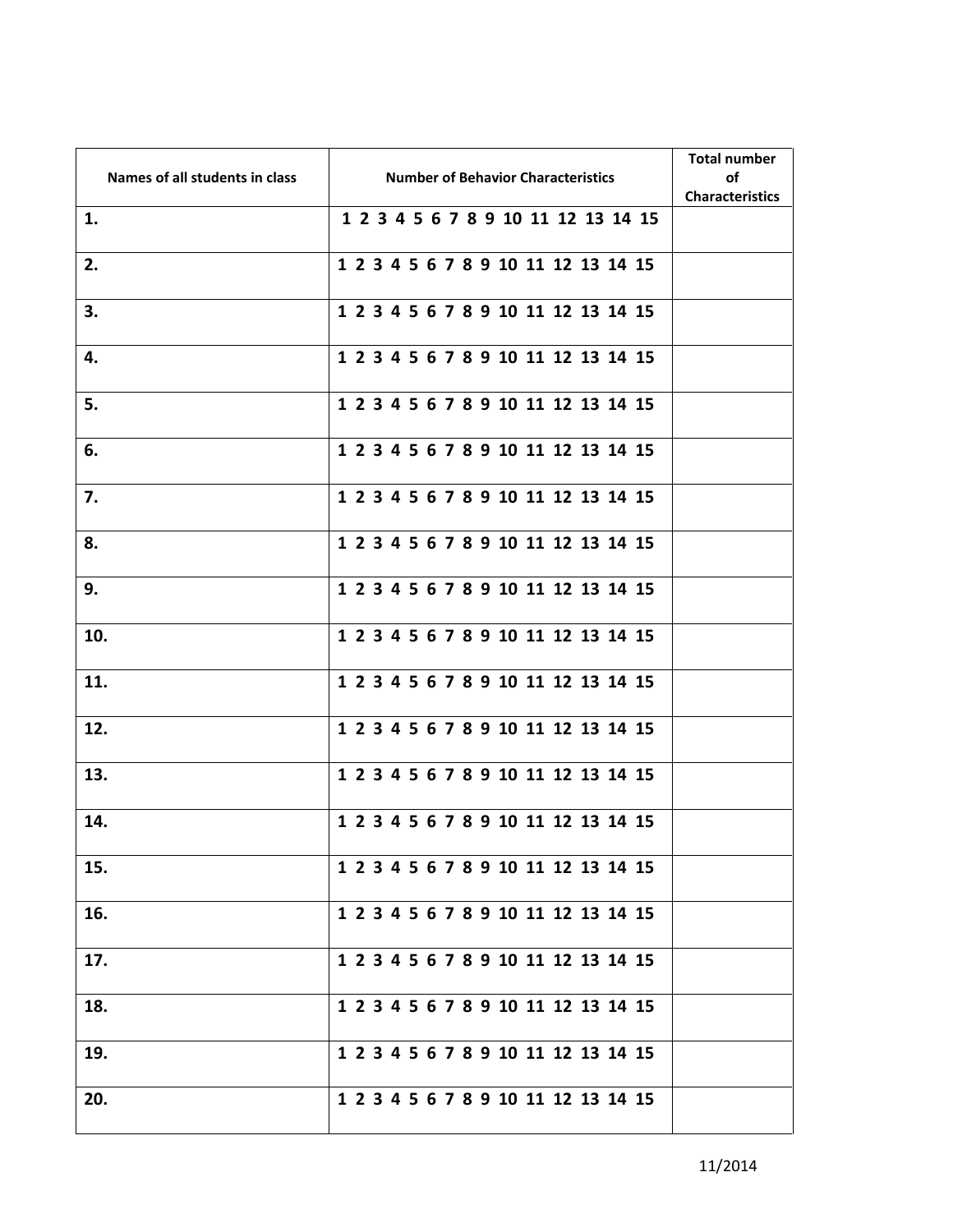| Names of all students in class | Number of Behavior Characteristics | Total number of Characteristics |
|---|---|---|
| 1. | 1 2 3 4 5 6 7 8 9 10 11 12 13 14 15 | |
| 2. | 1 2 3 4 5 6 7 8 9 10 11 12 13 14 15 | |
| 3. | 1 2 3 4 5 6 7 8 9 10 11 12 13 14 15 | |
| 4. | 1 2 3 4 5 6 7 8 9 10 11 12 13 14 15 | |
| 5. | 1 2 3 4 5 6 7 8 9 10 11 12 13 14 15 | |
| 6. | 1 2 3 4 5 6 7 8 9 10 11 12 13 14 15 | |
| 7. | 1 2 3 4 5 6 7 8 9 10 11 12 13 14 15 | |
| 8. | 1 2 3 4 5 6 7 8 9 10 11 12 13 14 15 | |
| 9. | 1 2 3 4 5 6 7 8 9 10 11 12 13 14 15 | |
| 10. | 1 2 3 4 5 6 7 8 9 10 11 12 13 14 15 | |
| 11. | 1 2 3 4 5 6 7 8 9 10 11 12 13 14 15 | |
| 12. | 1 2 3 4 5 6 7 8 9 10 11 12 13 14 15 | |
| 13. | 1 2 3 4 5 6 7 8 9 10 11 12 13 14 15 | |
| 14. | 1 2 3 4 5 6 7 8 9 10 11 12 13 14 15 | |
| 15. | 1 2 3 4 5 6 7 8 9 10 11 12 13 14 15 | |
| 16. | 1 2 3 4 5 6 7 8 9 10 11 12 13 14 15 | |
| 17. | 1 2 3 4 5 6 7 8 9 10 11 12 13 14 15 | |
| 18. | 1 2 3 4 5 6 7 8 9 10 11 12 13 14 15 | |
| 19. | 1 2 3 4 5 6 7 8 9 10 11 12 13 14 15 | |
| 20. | 1 2 3 4 5 6 7 8 9 10 11 12 13 14 15 | |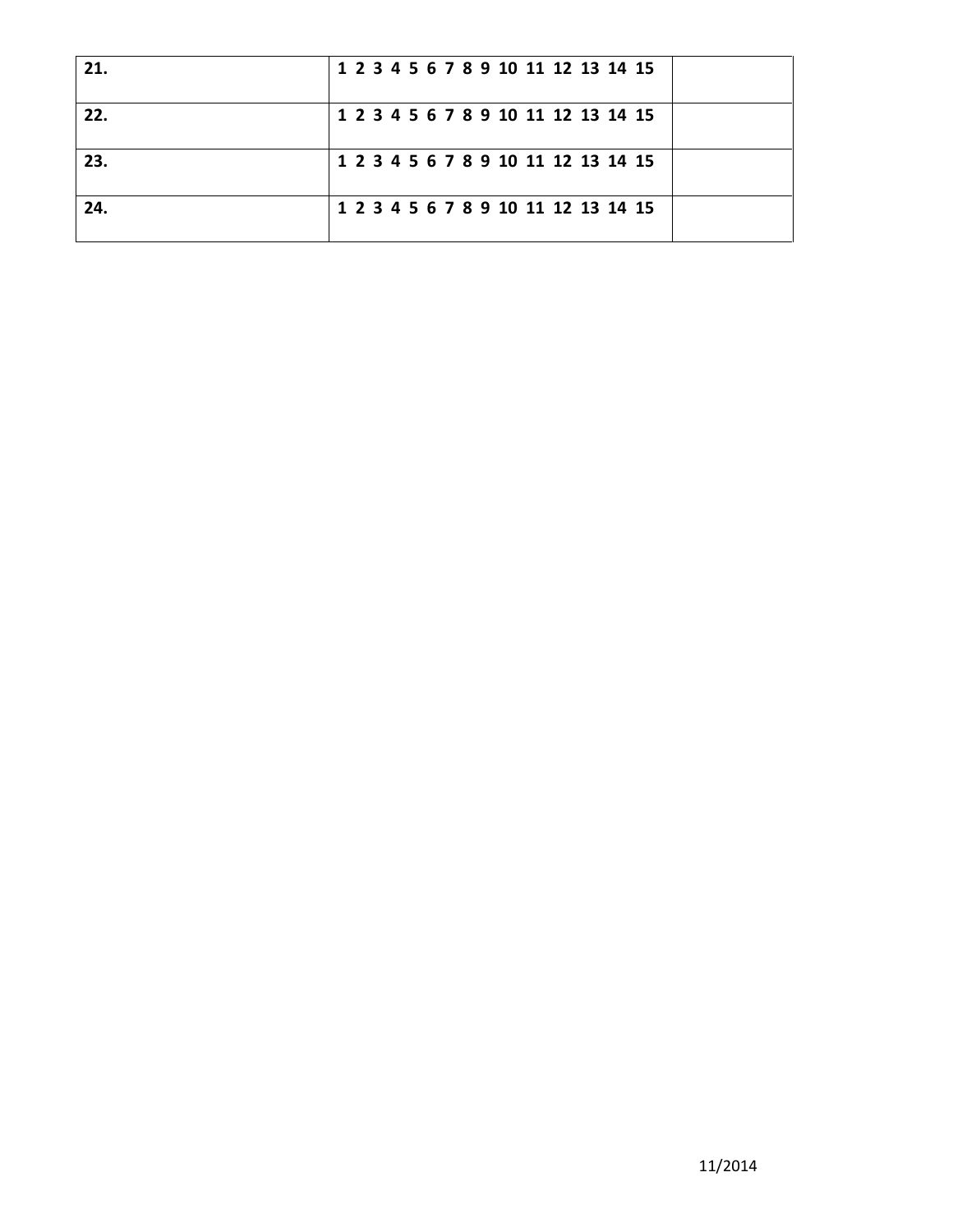| | | |
|---|---|---|
| **21.** | **1 2 3 4 5 6 7 8 9 10 11 12 13 14 15** | |
| **22.** | **1 2 3 4 5 6 7 8 9 10 11 12 13 14 15** | |
| **23.** | **1 2 3 4 5 6 7 8 9 10 11 12 13 14 15** | |
| **24.** | **1 2 3 4 5 6 7 8 9 10 11 12 13 14 15** | |

11/2014